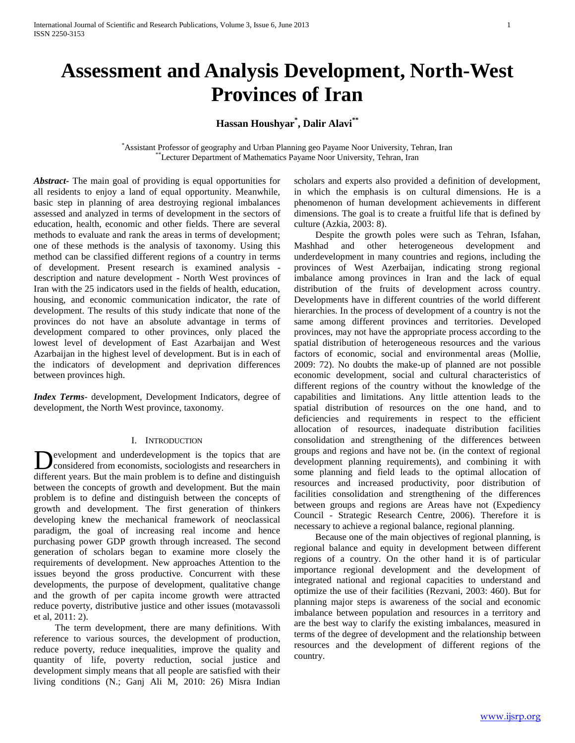# Assessment and Analysis Development, North-West Provinces of Iran

**Hassan Houshyar[*], Dalir Alavi[**]**

[*]Assistant Professor of geography and Urban Planning geo Payame Noor University, Tehran, Iran
[**]Lecturer Department of Mathematics Payame Noor University, Tehran, Iran

***Abstract***- The main goal of providing is equal opportunities for all residents to enjoy a land of equal opportunity. Meanwhile, basic step in planning of area destroying regional imbalances assessed and analyzed in terms of development in the sectors of education, health, economic and other fields. There are several methods to evaluate and rank the areas in terms of development; one of these methods is the analysis of taxonomy. Using this method can be classified different regions of a country in terms of development. Present research is examined analysis - description and nature development - North West provinces of Iran with the 25 indicators used in the fields of health, education, housing, and economic communication indicator, the rate of development. The results of this study indicate that none of the provinces do not have an absolute advantage in terms of development compared to other provinces, only placed the lowest level of development of East Azarbaijan and West Azarbaijan in the highest level of development. But is in each of the indicators of development and deprivation differences between provinces high.

***Index Terms***- development, Development Indicators, degree of development, the North West province, taxonomy.

## I. Introduction

Development and underdevelopment is the topics that are considered from economists, sociologists and researchers in different years. But the main problem is to define and distinguish between the concepts of growth and development. But the main problem is to define and distinguish between the concepts of growth and development. The first generation of thinkers developing knew the mechanical framework of neoclassical paradigm, the goal of increasing real income and hence purchasing power GDP growth through increased. The second generation of scholars began to examine more closely the requirements of development. New approaches Attention to the issues beyond the gross productive. Concurrent with these developments, the purpose of development, qualitative change and the growth of per capita income growth were attracted reduce poverty, distributive justice and other issues (motavassoli et al, 2011: 2).

The term development, there are many definitions. With reference to various sources, the development of production, reduce poverty, reduce inequalities, improve the quality and quantity of life, poverty reduction, social justice and development simply means that all people are satisfied with their living conditions (N.; Ganj Ali M, 2010: 26) Misra Indian scholars and experts also provided a definition of development, in which the emphasis is on cultural dimensions. He is a phenomenon of human development achievements in different dimensions. The goal is to create a fruitful life that is defined by culture (Azkia, 2003: 8).

Despite the growth poles were such as Tehran, Isfahan, Mashhad and other heterogeneous development and underdevelopment in many countries and regions, including the provinces of West Azerbaijan, indicating strong regional imbalance among provinces in Iran and the lack of equal distribution of the fruits of development across country. Developments have in different countries of the world different hierarchies. In the process of development of a country is not the same among different provinces and territories. Developed provinces, may not have the appropriate process according to the spatial distribution of heterogeneous resources and the various factors of economic, social and environmental areas (Mollie, 2009: 72). No doubts the make-up of planned are not possible economic development, social and cultural characteristics of different regions of the country without the knowledge of the capabilities and limitations. Any little attention leads to the spatial distribution of resources on the one hand, and to deficiencies and requirements in respect to the efficient allocation of resources, inadequate distribution facilities consolidation and strengthening of the differences between groups and regions and have not be. (in the context of regional development planning requirements), and combining it with some planning and field leads to the optimal allocation of resources and increased productivity, poor distribution of facilities consolidation and strengthening of the differences between groups and regions are Areas have not (Expediency Council - Strategic Research Centre, 2006). Therefore it is necessary to achieve a regional balance, regional planning.

Because one of the main objectives of regional planning, is regional balance and equity in development between different regions of a country. On the other hand it is of particular importance regional development and the development of integrated national and regional capacities to understand and optimize the use of their facilities (Rezvani, 2003: 460). But for planning major steps is awareness of the social and economic imbalance between population and resources in a territory and are the best way to clarify the existing imbalances, measured in terms of the degree of development and the relationship between resources and the development of different regions of the country.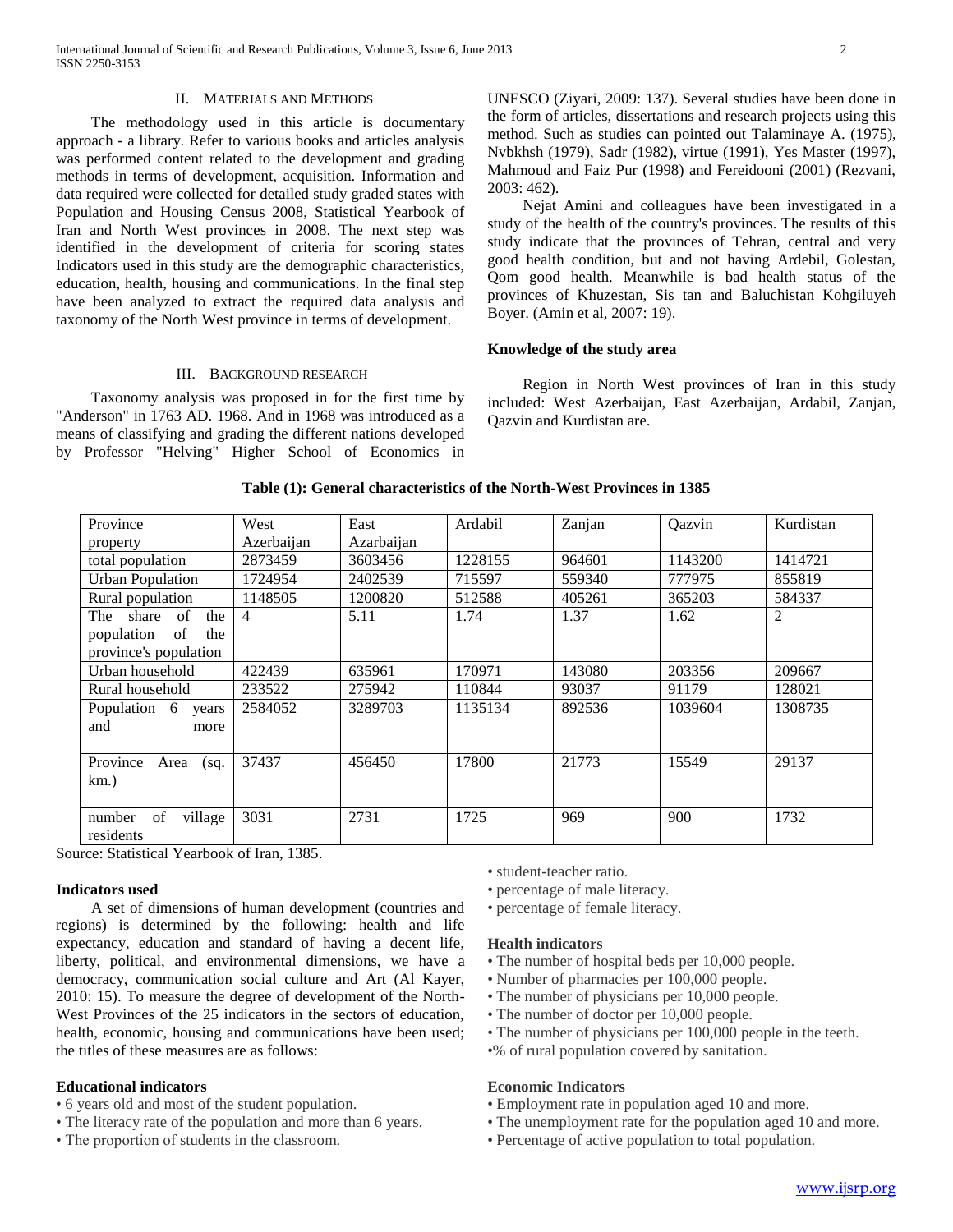## II. Materials and Methods

The methodology used in this article is documentary approach - a library. Refer to various books and articles analysis was performed content related to the development and grading methods in terms of development, acquisition. Information and data required were collected for detailed study graded states with Population and Housing Census 2008, Statistical Yearbook of Iran and North West provinces in 2008. The next step was identified in the development of criteria for scoring states Indicators used in this study are the demographic characteristics, education, health, housing and communications. In the final step have been analyzed to extract the required data analysis and taxonomy of the North West province in terms of development.

## III. Background Research

Taxonomy analysis was proposed in for the first time by "Anderson" in 1763 AD. 1968. And in 1968 was introduced as a means of classifying and grading the different nations developed by Professor "Helving" Higher School of Economics in UNESCO (Ziyari, 2009: 137). Several studies have been done in the form of articles, dissertations and research projects using this method. Such as studies can pointed out Talaminaye A. (1975), Nvbkhsh (1979), Sadr (1982), virtue (1991), Yes Master (1997), Mahmoud and Faiz Pur (1998) and Fereidooni (2001) (Rezvani, 2003: 462).

Nejat Amini and colleagues have been investigated in a study of the health of the country's provinces. The results of this study indicate that the provinces of Tehran, central and very good health condition, but and not having Ardebil, Golestan, Qom good health. Meanwhile is bad health status of the provinces of Khuzestan, Sis tan and Baluchistan Kohgiluyeh Boyer. (Amin et al, 2007: 19).

**Knowledge of the study area**

Region in North West provinces of Iran in this study included: West Azerbaijan, East Azerbaijan, Ardabil, Zanjan, Qazvin and Kurdistan are.

**Table (1): General characteristics of the North-West Provinces in 1385**

| Province property | West Azerbaijan | East Azarbaijan | Ardabil | Zanjan | Qazvin | Kurdistan |
|---|---|---|---|---|---|---|
| total population | 2873459 | 3603456 | 1228155 | 964601 | 1143200 | 1414721 |
| Urban Population | 1724954 | 2402539 | 715597 | 559340 | 777975 | 855819 |
| Rural population | 1148505 | 1200820 | 512588 | 405261 | 365203 | 584337 |
| The share of the population of the province's population | 4 | 5.11 | 1.74 | 1.37 | 1.62 | 2 |
| Urban household | 422439 | 635961 | 170971 | 143080 | 203356 | 209667 |
| Rural household | 233522 | 275942 | 110844 | 93037 | 91179 | 128021 |
| Population 6 years and more | 2584052 | 3289703 | 1135134 | 892536 | 1039604 | 1308735 |
| Province Area (sq. km.) | 37437 | 456450 | 17800 | 21773 | 15549 | 29137 |
| number of village residents | 3031 | 2731 | 1725 | 969 | 900 | 1732 |

Source: Statistical Yearbook of Iran, 1385.

**Indicators used**

A set of dimensions of human development (countries and regions) is determined by the following: health and life expectancy, education and standard of having a decent life, liberty, political, and environmental dimensions, we have a democracy, communication social culture and Art (Al Kayer, 2010: 15). To measure the degree of development of the North-West Provinces of the 25 indicators in the sectors of education, health, economic, housing and communications have been used; the titles of these measures are as follows:

**Educational indicators**

- 6 years old and most of the student population.
- The literacy rate of the population and more than 6 years.
- The proportion of students in the classroom.
- student-teacher ratio.
- percentage of male literacy.
- percentage of female literacy.

**Health indicators**

- The number of hospital beds per 10,000 people.
- Number of pharmacies per 100,000 people.
- The number of physicians per 10,000 people.
- The number of doctor per 10,000 people.
- The number of physicians per 100,000 people in the teeth.
- % of rural population covered by sanitation.

**Economic Indicators**

- Employment rate in population aged 10 and more.
- The unemployment rate for the population aged 10 and more.
- Percentage of active population to total population.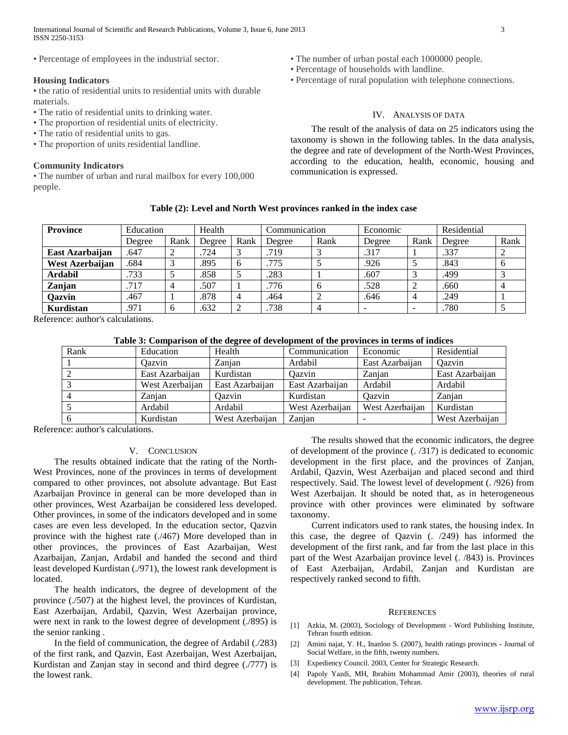• Percentage of employees in the industrial sector.

### Housing Indicators

• the ratio of residential units to residential units with durable materials.
• The ratio of residential units to drinking water.
• The proportion of residential units of electricity.
• The ratio of residential units to gas.
• The proportion of units residential landline.

### Community Indicators

• The number of urban and rural mailbox for every 100,000 people.
• The number of urban postal each 1000000 people.
• Percentage of households with landline.
• Percentage of rural population with telephone connections.

## IV. Analysis of Data

The result of the analysis of data on 25 indicators using the taxonomy is shown in the following tables. In the data analysis, the degree and rate of development of the North-West Provinces, according to the education, health, economic, housing and communication is expressed.

**Table (2): Level and North West provinces ranked in the index case**

| Province | Education | | Health | | Communication | | Economic | | Residential | |
|---|---|---|---|---|---|---|---|---|---|---|
| | Degree | Rank | Degree | Rank | Degree | Rank | Degree | Rank | Degree | Rank |
| **East Azarbaijan** | .647 | 2 | .724 | 3 | .719 | 3 | .317 | 1 | .337 | 2 |
| **West Azerbaijan** | .684 | 3 | .895 | 6 | .775 | 5 | .926 | 5 | .843 | 6 |
| **Ardabil** | .733 | 5 | .858 | 5 | .283 | 1 | .607 | 3 | .499 | 3 |
| **Zanjan** | .717 | 4 | .507 | 1 | .776 | 6 | .528 | 2 | .660 | 4 |
| **Qazvin** | .467 | 1 | .878 | 4 | .464 | 2 | .646 | 4 | .249 | 1 |
| **Kurdistan** | .971 | 6 | .632 | 2 | .738 | 4 | - | - | .780 | 5 |

Reference: author's calculations.

**Table 3: Comparison of the degree of development of the provinces in terms of indices**

| Rank | Education | Health | Communication | Economic | Residential |
|---|---|---|---|---|---|
| 1 | Qazvin | Zanjan | Ardabil | East Azarbaijan | Qazvin |
| 2 | East Azarbaijan | Kurdistan | Qazvin | Zanjan | East Azarbaijan |
| 3 | West Azerbaijan | East Azarbaijan | East Azarbaijan | Ardabil | Ardabil |
| 4 | Zanjan | Qazvin | Kurdistan | Qazvin | Zanjan |
| 5 | Ardabil | Ardabil | West Azerbaijan | West Azerbaijan | Kurdistan |
| 6 | Kurdistan | West Azerbaijan | Zanjan | - | West Azerbaijan |

Reference: author's calculations.

## V. Conclusion

The results obtained indicate that the rating of the North-West Provinces, none of the provinces in terms of development compared to other provinces, not absolute advantage. But East Azarbaijan Province in general can be more developed than in other provinces, West Azarbaijan be considered less developed. Other provinces, in some of the indicators developed and in some cases are even less developed. In the education sector, Qazvin province with the highest rate (./467) More developed than in other provinces, the provinces of East Azarbaijan, West Azarbaijan, Zanjan, Ardabil and handed the second and third least developed Kurdistan (./971), the lowest rank development is located.

The health indicators, the degree of development of the province (./507) at the highest level, the provinces of Kurdistan, East Azerbaijan, Ardabil, Qazvin, West Azerbaijan province, were next in rank to the lowest degree of development (./895) is the senior ranking .

In the field of communication, the degree of Ardabil (./283) of the first rank, and Qazvin, East Azerbaijan, West Azerbaijan, Kurdistan and Zanjan stay in second and third degree (./777) is the lowest rank.

The results showed that the economic indicators, the degree of development of the province (. /317) is dedicated to economic development in the first place, and the provinces of Zanjan, Ardabil, Qazvin, West Azerbaijan and placed second and third respectively. Said. The lowest level of development (. /926) from West Azerbaijan. It should be noted that, as in heterogeneous province with other provinces were eliminated by software taxonomy.

Current indicators used to rank states, the housing index. In this case, the degree of Qazvin (. /249) has informed the development of the first rank, and far from the last place in this part of the West Azarbaijan province level (. /843) is. Provinces of East Azerbaijan, Ardabil, Zanjan and Kurdistan are respectively ranked second to fifth.

## References

[1] Azkia, M. (2003), Sociology of Development - Word Publishing Institute, Tehran fourth edition.

[2] Amini najat, Y. H., Inanloo S. (2007), health ratings provinces - Journal of Social Welfare, in the fifth, twenty numbers.

[3] Expediency Council. 2003, Center for Strategic Research.

[4] Papoly Yazdi, MH, Ibrahim Mohammad Amir (2003), theories of rural development. The publication, Tehran.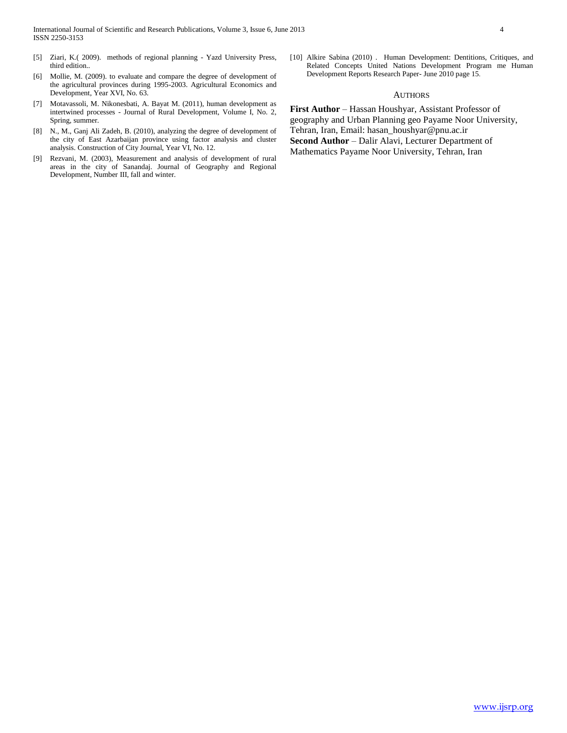[5] Ziari, K.( 2009). methods of regional planning - Yazd University Press, third edition..

[6] Mollie, M. (2009). to evaluate and compare the degree of development of the agricultural provinces during 1995-2003. Agricultural Economics and Development, Year XVI, No. 63.

[7] Motavassoli, M. Nikonesbati, A. Bayat M. (2011), human development as intertwined processes - Journal of Rural Development, Volume I, No. 2, Spring, summer.

[8] N., M., Ganj Ali Zadeh, B. (2010), analyzing the degree of development of the city of East Azarbaijan province using factor analysis and cluster analysis. Construction of City Journal, Year VI, No. 12.

[9] Rezvani, M. (2003), Measurement and analysis of development of rural areas in the city of Sanandaj. Journal of Geography and Regional Development, Number III, fall and winter.

[10] Alkire Sabina (2010) . Human Development: Dentitions, Critiques, and Related Concepts United Nations Development Program me Human Development Reports Research Paper- June 2010 page 15.

## Authors

**First Author** – Hassan Houshyar, Assistant Professor of geography and Urban Planning geo Payame Noor University, Tehran, Iran, Email: hasan_houshyar@pnu.ac.ir

**Second Author** – Dalir Alavi, Lecturer Department of Mathematics Payame Noor University, Tehran, Iran